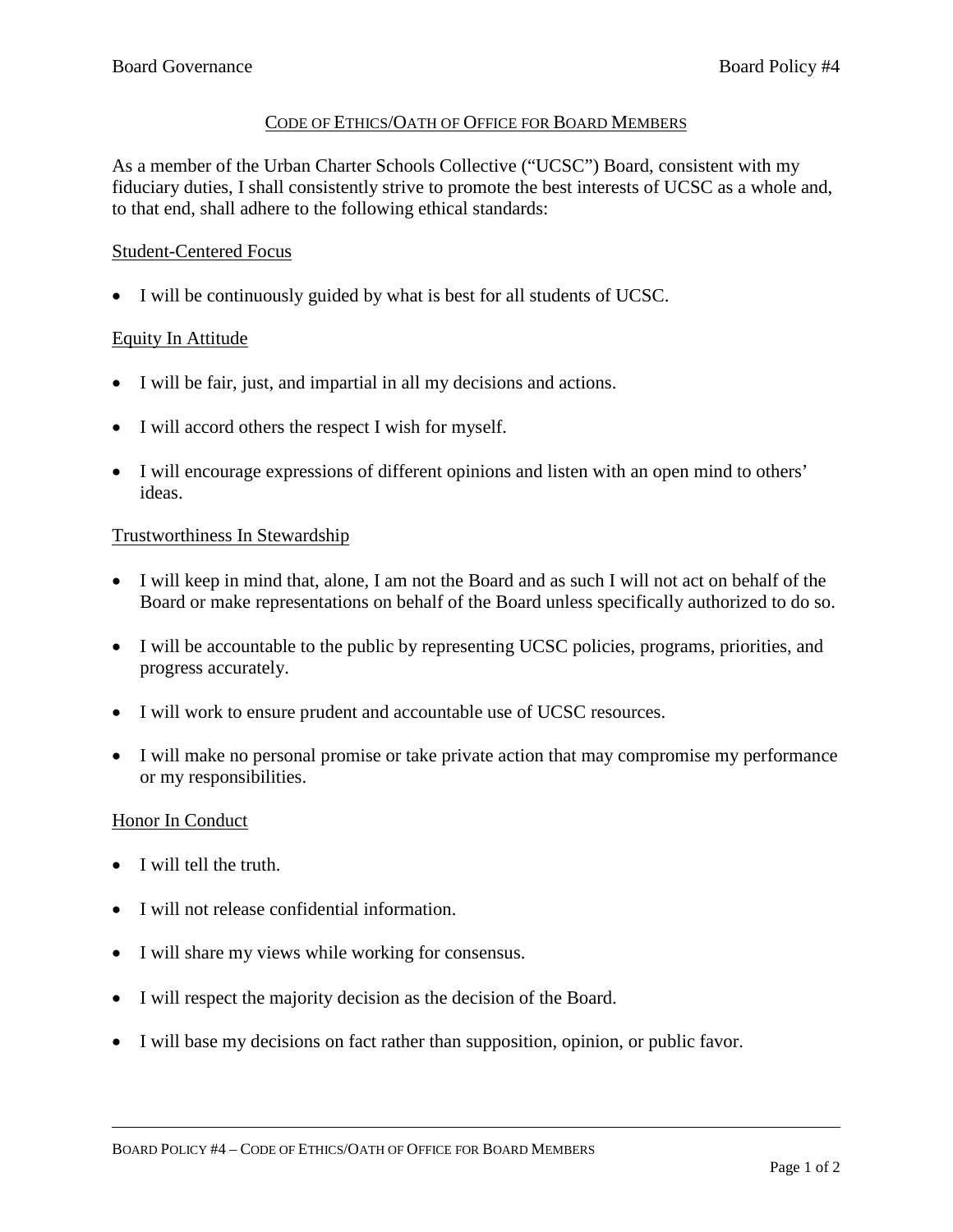# CODE OF ETHICS/OATH OF OFFICE FOR BOARD MEMBERS

As a member of the Urban Charter Schools Collective ("UCSC") Board, consistent with my fiduciary duties, I shall consistently strive to promote the best interests of UCSC as a whole and, to that end, shall adhere to the following ethical standards:

## Student-Centered Focus

- I will be continuously guided by what is best for all students of UCSC.

## Equity In Attitude

- I will be fair, just, and impartial in all my decisions and actions.
- I will accord others the respect I wish for myself.
- I will encourage expressions of different opinions and listen with an open mind to others' ideas.

## Trustworthiness In Stewardship

- I will keep in mind that, alone, I am not the Board and as such I will not act on behalf of the Board or make representations on behalf of the Board unless specifically authorized to do so.
- I will be accountable to the public by representing UCSC policies, programs, priorities, and progress accurately.
- I will work to ensure prudent and accountable use of UCSC resources.
- I will make no personal promise or take private action that may compromise my performance or my responsibilities.

## Honor In Conduct

- I will tell the truth.
- I will not release confidential information.
- I will share my views while working for consensus.
- I will respect the majority decision as the decision of the Board.
- I will base my decisions on fact rather than supposition, opinion, or public favor.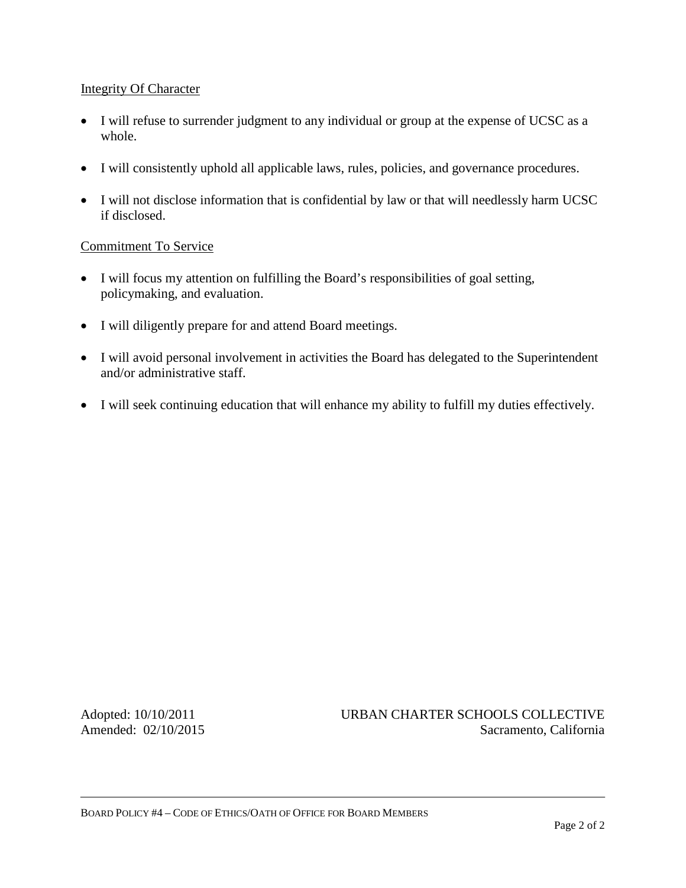Integrity Of Character

- I will refuse to surrender judgment to any individual or group at the expense of UCSC as a whole.
- I will consistently uphold all applicable laws, rules, policies, and governance procedures.
- I will not disclose information that is confidential by law or that will needlessly harm UCSC if disclosed.

Commitment To Service

- I will focus my attention on fulfilling the Board's responsibilities of goal setting, policymaking, and evaluation.
- I will diligently prepare for and attend Board meetings.
- I will avoid personal involvement in activities the Board has delegated to the Superintendent and/or administrative staff.
- I will seek continuing education that will enhance my ability to fulfill my duties effectively.

Adopted: 10/10/2011
Amended: 02/10/2015

URBAN CHARTER SCHOOLS COLLECTIVE
Sacramento, California